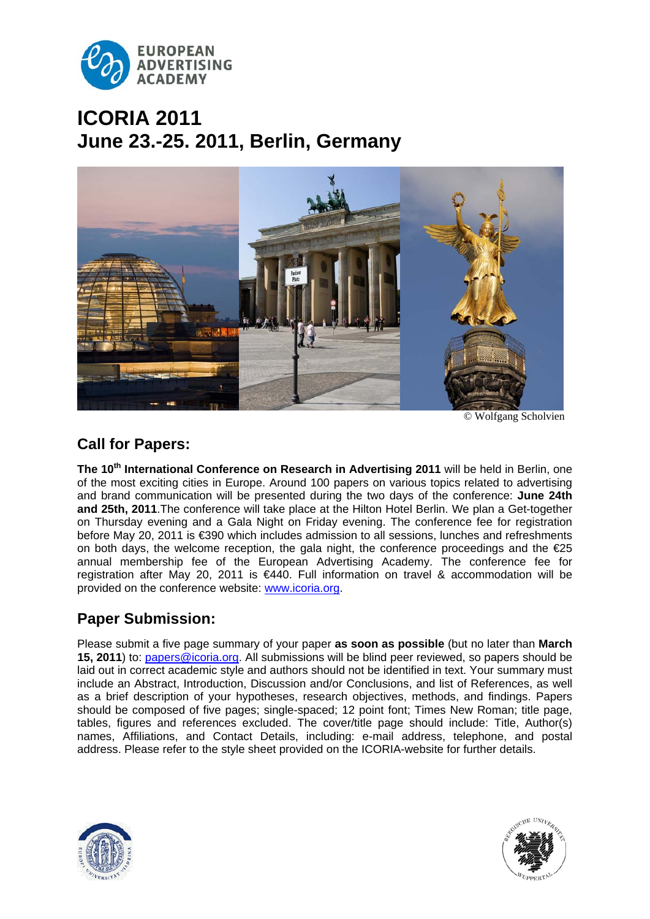EUROPEAN ADVERTISING ACADEMY

# ICORIA 2011
# June 23.-25. 2011, Berlin, Germany

© Wolfgang Scholvien

## Call for Papers:

**The 10th International Conference on Research in Advertising 2011** will be held in Berlin, one of the most exciting cities in Europe. Around 100 papers on various topics related to advertising and brand communication will be presented during the two days of the conference: **June 24th and 25th, 2011**.The conference will take place at the Hilton Hotel Berlin. We plan a Get-together on Thursday evening and a Gala Night on Friday evening. The conference fee for registration before May 20, 2011 is €390 which includes admission to all sessions, lunches and refreshments on both days, the welcome reception, the gala night, the conference proceedings and the €25 annual membership fee of the European Advertising Academy. The conference fee for registration after May 20, 2011 is €440. Full information on travel & accommodation will be provided on the conference website: [www.icoria.org](http://www.icoria.org).

## Paper Submission:

Please submit a five page summary of your paper **as soon as possible** (but no later than **March 15, 2011**) to: [papers@icoria.org](mailto:papers@icoria.org). All submissions will be blind peer reviewed, so papers should be laid out in correct academic style and authors should not be identified in text. Your summary must include an Abstract, Introduction, Discussion and/or Conclusions, and list of References, as well as a brief description of your hypotheses, research objectives, methods, and findings. Papers should be composed of five pages; single-spaced; 12 point font; Times New Roman; title page, tables, figures and references excluded. The cover/title page should include: Title, Author(s) names, Affiliations, and Contact Details, including: e-mail address, telephone, and postal address. Please refer to the style sheet provided on the ICORIA-website for further details.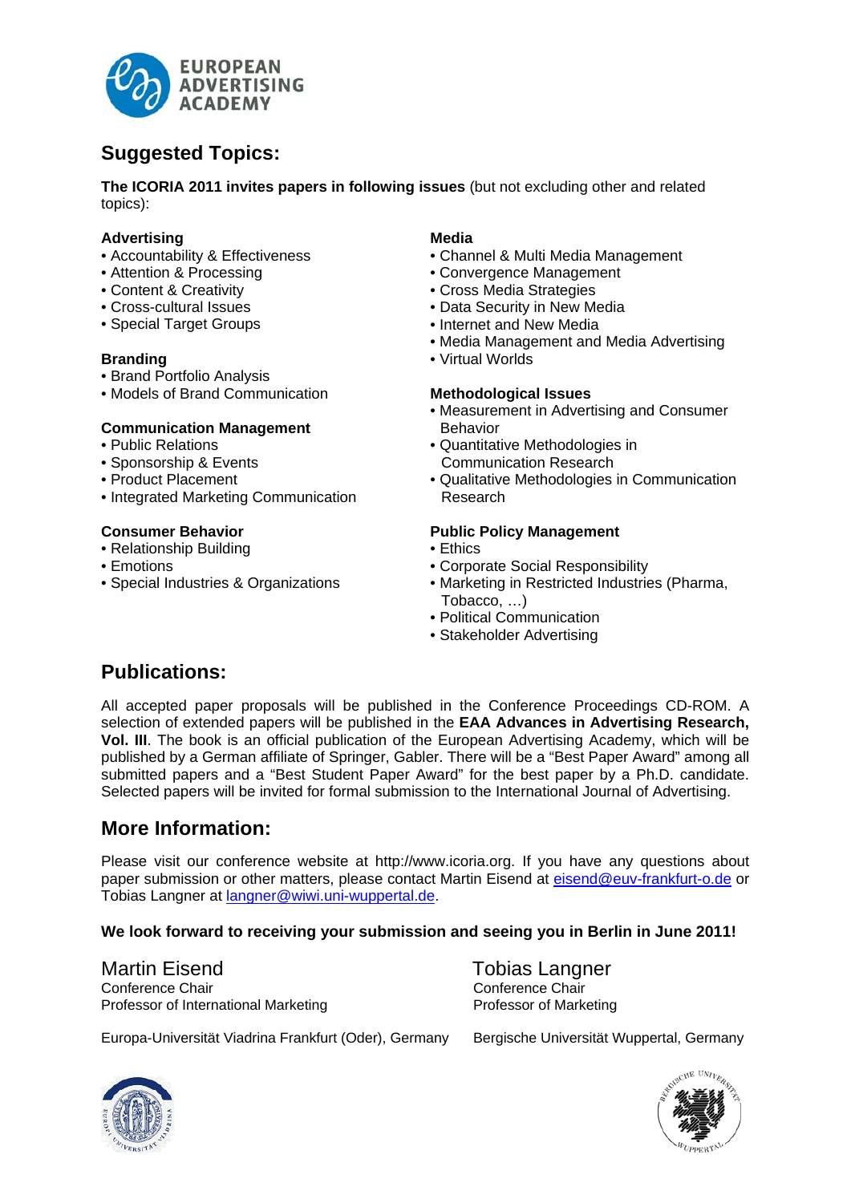EUROPEAN ADVERTISING ACADEMY

## Suggested Topics:

**The ICORIA 2011 invites papers in following issues** (but not excluding other and related topics):

**Advertising**
- Accountability & Effectiveness
- Attention & Processing
- Content & Creativity
- Cross-cultural Issues
- Special Target Groups

**Branding**
- Brand Portfolio Analysis
- Models of Brand Communication

**Communication Management**
- Public Relations
- Sponsorship & Events
- Product Placement
- Integrated Marketing Communication

**Consumer Behavior**
- Relationship Building
- Emotions
- Special Industries & Organizations

**Media**
- Channel & Multi Media Management
- Convergence Management
- Cross Media Strategies
- Data Security in New Media
- Internet and New Media
- Media Management and Media Advertising
- Virtual Worlds

**Methodological Issues**
- Measurement in Advertising and Consumer Behavior
- Quantitative Methodologies in Communication Research
- Qualitative Methodologies in Communication Research

**Public Policy Management**
- Ethics
- Corporate Social Responsibility
- Marketing in Restricted Industries (Pharma, Tobacco, …)
- Political Communication
- Stakeholder Advertising

## Publications:

All accepted paper proposals will be published in the Conference Proceedings CD-ROM. A selection of extended papers will be published in the **EAA Advances in Advertising Research, Vol. III**. The book is an official publication of the European Advertising Academy, which will be published by a German affiliate of Springer, Gabler. There will be a "Best Paper Award" among all submitted papers and a "Best Student Paper Award" for the best paper by a Ph.D. candidate. Selected papers will be invited for formal submission to the International Journal of Advertising.

## More Information:

Please visit our conference website at http://www.icoria.org. If you have any questions about paper submission or other matters, please contact Martin Eisend at eisend@euv-frankfurt-o.de or Tobias Langner at langner@wiwi.uni-wuppertal.de.

**We look forward to receiving your submission and seeing you in Berlin in June 2011!**

Martin Eisend
Conference Chair
Professor of International Marketing

Europa-Universität Viadrina Frankfurt (Oder), Germany

Tobias Langner
Conference Chair
Professor of Marketing

Bergische Universität Wuppertal, Germany